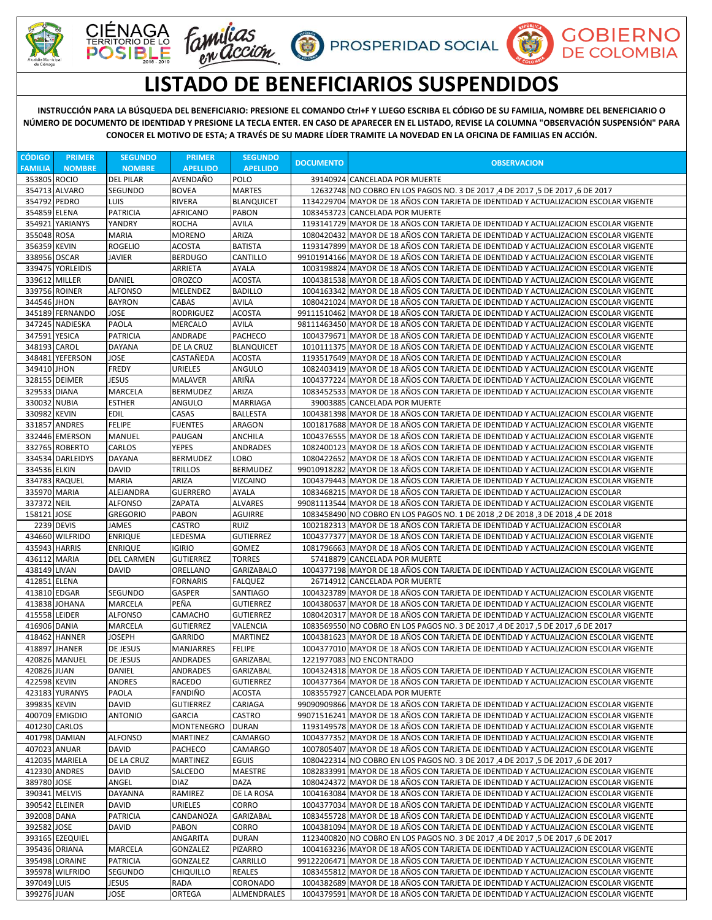# LISTADO DE BENEFICIARIOS SUSPENDIDOS

**INSTRUCCIÓN PARA LA BÚSQUEDA DEL BENEFICIARIO: PRESIONE EL COMANDO Ctrl+F Y LUEGO ESCRIBA EL CÓDIGO DE SU FAMILIA, NOMBRE DEL BENEFICIARIO O NÚMERO DE DOCUMENTO DE IDENTIDAD Y PRESIONE LA TECLA ENTER. EN CASO DE APARECER EN EL LISTADO, REVISE LA COLUMNA "OBSERVACIÓN SUSPENSIÓN" PARA CONOCER EL MOTIVO DE ESTA; A TRAVÉS DE SU MADRE LÍDER TRAMITE LA NOVEDAD EN LA OFICINA DE FAMILIAS EN ACCIÓN.**

| CÓDIGO FAMILIA | PRIMER NOMBRE | SEGUNDO NOMBRE | PRIMER APELLIDO | SEGUNDO APELLIDO | DOCUMENTO | OBSERVACION |
|---|---|---|---|---|---|---|
| 353805 | ROCIO | DEL PILAR | AVENDAÑO | POLO | 39140924 | CANCELADA POR MUERTE |
| 354713 | ALVARO | SEGUNDO | BOVEA | MARTES | 12632748 | NO COBRO EN LOS PAGOS NO. 3 DE 2017 ,4 DE 2017 ,5 DE 2017 ,6 DE 2017 |
| 354792 | PEDRO | LUIS | RIVERA | BLANQUICET | 1134229704 | MAYOR DE 18 AÑOS CON TARJETA DE IDENTIDAD Y ACTUALIZACION ESCOLAR VIGENTE |
| 354859 | ELENA | PATRICIA | AFRICANO | PABON | 1083453723 | CANCELADA POR MUERTE |
| 354921 | YARIANYS | YANDRY | ROCHA | AVILA | 1193141729 | MAYOR DE 18 AÑOS CON TARJETA DE IDENTIDAD Y ACTUALIZACION ESCOLAR VIGENTE |
| 355048 | ROSA | MARIA | MORENO | ARIZA | 1080420432 | MAYOR DE 18 AÑOS CON TARJETA DE IDENTIDAD Y ACTUALIZACION ESCOLAR VIGENTE |
| 356359 | KEVIN | ROGELIO | ACOSTA | BATISTA | 1193147899 | MAYOR DE 18 AÑOS CON TARJETA DE IDENTIDAD Y ACTUALIZACION ESCOLAR VIGENTE |
| 338956 | OSCAR | JAVIER | BERDUGO | CANTILLO | 99101914166 | MAYOR DE 18 AÑOS CON TARJETA DE IDENTIDAD Y ACTUALIZACION ESCOLAR VIGENTE |
| 339475 | YORLEIDIS | | ARRIETA | AYALA | 1003198824 | MAYOR DE 18 AÑOS CON TARJETA DE IDENTIDAD Y ACTUALIZACION ESCOLAR VIGENTE |
| 339612 | MILLER | DANIEL | OROZCO | ACOSTA | 1004381538 | MAYOR DE 18 AÑOS CON TARJETA DE IDENTIDAD Y ACTUALIZACION ESCOLAR VIGENTE |
| 339756 | ROINER | ALFONSO | MELENDEZ | BADILLO | 1004163342 | MAYOR DE 18 AÑOS CON TARJETA DE IDENTIDAD Y ACTUALIZACION ESCOLAR VIGENTE |
| 344546 | JHON | BAYRON | CABAS | AVILA | 1080421024 | MAYOR DE 18 AÑOS CON TARJETA DE IDENTIDAD Y ACTUALIZACION ESCOLAR VIGENTE |
| 345189 | FERNANDO | JOSE | RODRIGUEZ | ACOSTA | 99111510462 | MAYOR DE 18 AÑOS CON TARJETA DE IDENTIDAD Y ACTUALIZACION ESCOLAR VIGENTE |
| 347245 | NADIESKA | PAOLA | MERCALO | AVILA | 98111463450 | MAYOR DE 18 AÑOS CON TARJETA DE IDENTIDAD Y ACTUALIZACION ESCOLAR VIGENTE |
| 347591 | YESICA | PATRICIA | ANDRADE | PACHECO | 1004379671 | MAYOR DE 18 AÑOS CON TARJETA DE IDENTIDAD Y ACTUALIZACION ESCOLAR VIGENTE |
| 348193 | CAROL | DAYANA | DE LA CRUZ | BLANQUICET | 1010111375 | MAYOR DE 18 AÑOS CON TARJETA DE IDENTIDAD Y ACTUALIZACION ESCOLAR VIGENTE |
| 348481 | YEFERSON | JOSE | CASTAÑEDA | ACOSTA | 1193517649 | MAYOR DE 18 AÑOS CON TARJETA DE IDENTIDAD Y ACTUALIZACION ESCOLAR |
| 349410 | JHON | FREDY | URIELES | ANGULO | 1082403419 | MAYOR DE 18 AÑOS CON TARJETA DE IDENTIDAD Y ACTUALIZACION ESCOLAR VIGENTE |
| 328155 | DEIMER | JESUS | MALAVER | ARIÑA | 1004377224 | MAYOR DE 18 AÑOS CON TARJETA DE IDENTIDAD Y ACTUALIZACION ESCOLAR VIGENTE |
| 329533 | DIANA | MARCELA | BERMUDEZ | ARIZA | 1083452533 | MAYOR DE 18 AÑOS CON TARJETA DE IDENTIDAD Y ACTUALIZACION ESCOLAR VIGENTE |
| 330032 | NUBIA | ESTHER | ANGULO | MARRIAGA | 39003885 | CANCELADA POR MUERTE |
| 330982 | KEVIN | EDIL | CASAS | BALLESTA | 1004381398 | MAYOR DE 18 AÑOS CON TARJETA DE IDENTIDAD Y ACTUALIZACION ESCOLAR VIGENTE |
| 331857 | ANDRES | FELIPE | FUENTES | ARAGON | 1001817688 | MAYOR DE 18 AÑOS CON TARJETA DE IDENTIDAD Y ACTUALIZACION ESCOLAR VIGENTE |
| 332446 | EMERSON | MANUEL | PAUGAN | ANCHILA | 1004376555 | MAYOR DE 18 AÑOS CON TARJETA DE IDENTIDAD Y ACTUALIZACION ESCOLAR VIGENTE |
| 332765 | ROBERTO | CARLOS | YEPES | ANDRADES | 1082400123 | MAYOR DE 18 AÑOS CON TARJETA DE IDENTIDAD Y ACTUALIZACION ESCOLAR VIGENTE |
| 334534 | DARLEIDYS | DAYANA | BERMUDEZ | LOBO | 1080422652 | MAYOR DE 18 AÑOS CON TARJETA DE IDENTIDAD Y ACTUALIZACION ESCOLAR VIGENTE |
| 334536 | ELKIN | DAVID | TRILLOS | BERMUDEZ | 99010918282 | MAYOR DE 18 AÑOS CON TARJETA DE IDENTIDAD Y ACTUALIZACION ESCOLAR VIGENTE |
| 334783 | RAQUEL | MARIA | ARIZA | VIZCAINO | 1004379443 | MAYOR DE 18 AÑOS CON TARJETA DE IDENTIDAD Y ACTUALIZACION ESCOLAR VIGENTE |
| 335970 | MARIA | ALEJANDRA | GUERRERO | AYALA | 1083468215 | MAYOR DE 18 AÑOS CON TARJETA DE IDENTIDAD Y ACTUALIZACION ESCOLAR |
| 337372 | NEIL | ALFONSO | ZAPATA | ALVARES | 99081113544 | MAYOR DE 18 AÑOS CON TARJETA DE IDENTIDAD Y ACTUALIZACION ESCOLAR VIGENTE |
| 158121 | JOSE | GREGORIO | PABON | AGUIRRE | 1083458490 | NO COBRO EN LOS PAGOS NO. 1 DE 2018 ,2 DE 2018 ,3 DE 2018 ,4 DE 2018 |
| 2239 | DEVIS | JAMES | CASTRO | RUIZ | 1002182313 | MAYOR DE 18 AÑOS CON TARJETA DE IDENTIDAD Y ACTUALIZACION ESCOLAR |
| 434660 | WILFRIDO | ENRIQUE | LEDESMA | GUTIERREZ | 1004377377 | MAYOR DE 18 AÑOS CON TARJETA DE IDENTIDAD Y ACTUALIZACION ESCOLAR VIGENTE |
| 435943 | HARRIS | ENRIQUE | IGIRIO | GOMEZ | 1081796663 | MAYOR DE 18 AÑOS CON TARJETA DE IDENTIDAD Y ACTUALIZACION ESCOLAR VIGENTE |
| 436112 | MARIA | DEL CARMEN | GUTIERREZ | TORRES | 57418879 | CANCELADA POR MUERTE |
| 438149 | LIVAN | DAVID | ORELLANO | GARIZABALO | 1004377198 | MAYOR DE 18 AÑOS CON TARJETA DE IDENTIDAD Y ACTUALIZACION ESCOLAR VIGENTE |
| 412851 | ELENA | | FORNARIS | FALQUEZ | 26714912 | CANCELADA POR MUERTE |
| 413810 | EDGAR | SEGUNDO | GASPER | SANTIAGO | 1004323789 | MAYOR DE 18 AÑOS CON TARJETA DE IDENTIDAD Y ACTUALIZACION ESCOLAR VIGENTE |
| 413838 | JOHANA | MARCELA | PEÑA | GUTIERREZ | 1004380637 | MAYOR DE 18 AÑOS CON TARJETA DE IDENTIDAD Y ACTUALIZACION ESCOLAR VIGENTE |
| 415558 | LEIDER | ALFONSO | CAMACHO | GUTIERREZ | 1080420317 | MAYOR DE 18 AÑOS CON TARJETA DE IDENTIDAD Y ACTUALIZACION ESCOLAR VIGENTE |
| 416906 | DANIA | MARCELA | GUTIERREZ | VALENCIA | 1083569550 | NO COBRO EN LOS PAGOS NO. 3 DE 2017 ,4 DE 2017 ,5 DE 2017 ,6 DE 2017 |
| 418462 | HANNER | JOSEPH | GARRIDO | MARTINEZ | 1004381623 | MAYOR DE 18 AÑOS CON TARJETA DE IDENTIDAD Y ACTUALIZACION ESCOLAR VIGENTE |
| 418897 | JHANER | DE JESUS | MANJARRES | FELIPE | 1004377010 | MAYOR DE 18 AÑOS CON TARJETA DE IDENTIDAD Y ACTUALIZACION ESCOLAR VIGENTE |
| 420826 | MANUEL | DE JESUS | ANDRADES | GARIZABAL | 1221977083 | NO ENCONTRADO |
| 420826 | JUAN | DANIEL | ANDRADES | GARIZABAL | 1004324318 | MAYOR DE 18 AÑOS CON TARJETA DE IDENTIDAD Y ACTUALIZACION ESCOLAR VIGENTE |
| 422598 | KEVIN | ANDRES | RACEDO | GUTIERREZ | 1004377364 | MAYOR DE 18 AÑOS CON TARJETA DE IDENTIDAD Y ACTUALIZACION ESCOLAR VIGENTE |
| 423183 | YURANYS | PAOLA | FANDIÑO | ACOSTA | 1083557927 | CANCELADA POR MUERTE |
| 399835 | KEVIN | DAVID | GUTIERREZ | CARIAGA | 99090909866 | MAYOR DE 18 AÑOS CON TARJETA DE IDENTIDAD Y ACTUALIZACION ESCOLAR VIGENTE |
| 400709 | EMIGDIO | ANTONIO | GARCIA | CASTRO | 99071516241 | MAYOR DE 18 AÑOS CON TARJETA DE IDENTIDAD Y ACTUALIZACION ESCOLAR VIGENTE |
| 401230 | CARLOS | | MONTENEGRO | DURAN | 1193149578 | MAYOR DE 18 AÑOS CON TARJETA DE IDENTIDAD Y ACTUALIZACION ESCOLAR VIGENTE |
| 401798 | DAMIAN | ALFONSO | MARTINEZ | CAMARGO | 1004377352 | MAYOR DE 18 AÑOS CON TARJETA DE IDENTIDAD Y ACTUALIZACION ESCOLAR VIGENTE |
| 407023 | ANUAR | DAVID | PACHECO | CAMARGO | 1007805407 | MAYOR DE 18 AÑOS CON TARJETA DE IDENTIDAD Y ACTUALIZACION ESCOLAR VIGENTE |
| 412035 | MARIELA | DE LA CRUZ | MARTINEZ | EGUIS | 1080422314 | NO COBRO EN LOS PAGOS NO. 3 DE 2017 ,4 DE 2017 ,5 DE 2017 ,6 DE 2017 |
| 412330 | ANDRES | DAVID | SALCEDO | MAESTRE | 1082833991 | MAYOR DE 18 AÑOS CON TARJETA DE IDENTIDAD Y ACTUALIZACION ESCOLAR VIGENTE |
| 389780 | JOSE | ANGEL | DIAZ | DAZA | 1080424372 | MAYOR DE 18 AÑOS CON TARJETA DE IDENTIDAD Y ACTUALIZACION ESCOLAR VIGENTE |
| 390341 | MELVIS | DAYANNA | RAMIREZ | DE LA ROSA | 1004163084 | MAYOR DE 18 AÑOS CON TARJETA DE IDENTIDAD Y ACTUALIZACION ESCOLAR VIGENTE |
| 390542 | ELEINER | DAVID | URIELES | CORRO | 1004377034 | MAYOR DE 18 AÑOS CON TARJETA DE IDENTIDAD Y ACTUALIZACION ESCOLAR VIGENTE |
| 392008 | DANA | PATRICIA | CANDANOZA | GARIZABAL | 1083455728 | MAYOR DE 18 AÑOS CON TARJETA DE IDENTIDAD Y ACTUALIZACION ESCOLAR VIGENTE |
| 392582 | JOSE | DAVID | PABON | CORRO | 1004381094 | MAYOR DE 18 AÑOS CON TARJETA DE IDENTIDAD Y ACTUALIZACION ESCOLAR VIGENTE |
| 393165 | EZEQUIEL | | ANGARITA | DURAN | 1123400820 | NO COBRO EN LOS PAGOS NO. 3 DE 2017 ,4 DE 2017 ,5 DE 2017 ,6 DE 2017 |
| 395436 | ORIANA | MARCELA | GONZALEZ | PIZARRO | 1004163236 | MAYOR DE 18 AÑOS CON TARJETA DE IDENTIDAD Y ACTUALIZACION ESCOLAR VIGENTE |
| 395498 | LORAINE | PATRICIA | GONZALEZ | CARRILLO | 99122206471 | MAYOR DE 18 AÑOS CON TARJETA DE IDENTIDAD Y ACTUALIZACION ESCOLAR VIGENTE |
| 395978 | WILFRIDO | SEGUNDO | CHIQUILLO | REALES | 1083455812 | MAYOR DE 18 AÑOS CON TARJETA DE IDENTIDAD Y ACTUALIZACION ESCOLAR VIGENTE |
| 397049 | LUIS | JESUS | RADA | CORONADO | 1004382689 | MAYOR DE 18 AÑOS CON TARJETA DE IDENTIDAD Y ACTUALIZACION ESCOLAR VIGENTE |
| 399276 | JUAN | JOSE | ORTEGA | ALMENDRALES | 1004379591 | MAYOR DE 18 AÑOS CON TARJETA DE IDENTIDAD Y ACTUALIZACION ESCOLAR VIGENTE |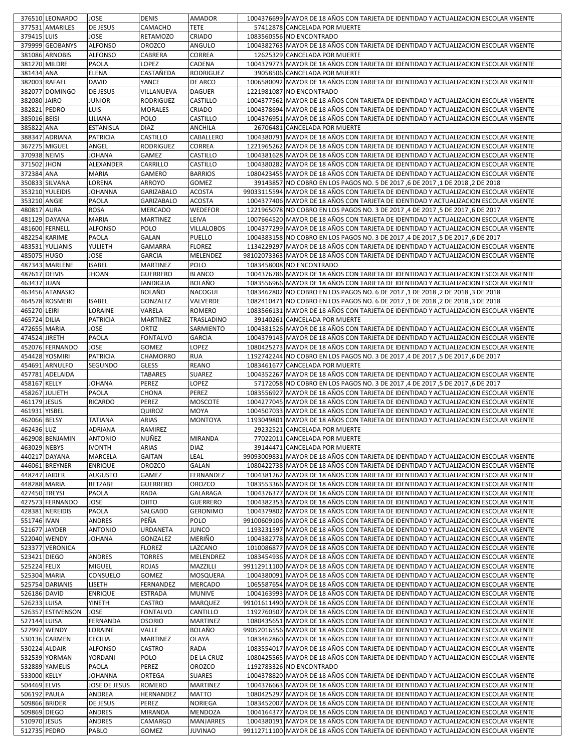| | | | | | | |
|---|---|---|---|---|---|---|
| 376510 | LEONARDO | JOSE | DENIS | AMADOR | 1004376699 | MAYOR DE 18 AÑOS CON TARJETA DE IDENTIDAD Y ACTUALIZACION ESCOLAR VIGENTE |
| 377531 | AMARILES | DE JESUS | CAMACHO | TETE | 57412878 | CANCELADA POR MUERTE |
| 379415 | LUIS | JOSE | RETAMOZO | CRIADO | 1083560556 | NO ENCONTRADO |
| 379999 | GEOBANYS | ALFONSO | OROZCO | ANGULO | 1004382763 | MAYOR DE 18 AÑOS CON TARJETA DE IDENTIDAD Y ACTUALIZACION ESCOLAR VIGENTE |
| 381086 | ARNOBIS | ALFONSO | CABRERA | CORREA | 12625329 | CANCELADA POR MUERTE |
| 381270 | MILDRE | PAOLA | LOPEZ | CADENA | 1004379773 | MAYOR DE 18 AÑOS CON TARJETA DE IDENTIDAD Y ACTUALIZACION ESCOLAR VIGENTE |
| 381434 | ANA | ELENA | CASTAÑEDA | RODRIGUEZ | 39058506 | CANCELADA POR MUERTE |
| 382003 | RAFAEL | DAVID | YANCE | DE ARCO | 1006580092 | MAYOR DE 18 AÑOS CON TARJETA DE IDENTIDAD Y ACTUALIZACION ESCOLAR VIGENTE |
| 382077 | DOMINGO | DE JESUS | VILLANUEVA | DAGUER | 1221981087 | NO ENCONTRADO |
| 382080 | JAIRO | JUNIOR | RODRIGUEZ | CASTILLO | 1004377562 | MAYOR DE 18 AÑOS CON TARJETA DE IDENTIDAD Y ACTUALIZACION ESCOLAR VIGENTE |
| 382821 | PEDRO | LUIS | MORALES | CRIADO | 1004378694 | MAYOR DE 18 AÑOS CON TARJETA DE IDENTIDAD Y ACTUALIZACION ESCOLAR VIGENTE |
| 385016 | BEISI | LILIANA | POLO | CASTILLO | 1004376951 | MAYOR DE 18 AÑOS CON TARJETA DE IDENTIDAD Y ACTUALIZACION ESCOLAR VIGENTE |
| 385822 | ANA | ESTANISLA | DIAZ | ANCHILA | 26706481 | CANCELADA POR MUERTE |
| 388347 | ADRIANA | PATRICIA | CASTILLO | CABALLERO | 1004380791 | MAYOR DE 18 AÑOS CON TARJETA DE IDENTIDAD Y ACTUALIZACION ESCOLAR VIGENTE |
| 367275 | MIGUEL | ANGEL | RODRIGUEZ | CORREA | 1221965262 | MAYOR DE 18 AÑOS CON TARJETA DE IDENTIDAD Y ACTUALIZACION ESCOLAR VIGENTE |
| 370938 | NEIVIS | JOHANA | GAMEZ | CASTILLO | 1004381628 | MAYOR DE 18 AÑOS CON TARJETA DE IDENTIDAD Y ACTUALIZACION ESCOLAR VIGENTE |
| 371502 | JHON | ALEXANDER | CARRILLO | CASTILLO | 1004380282 | MAYOR DE 18 AÑOS CON TARJETA DE IDENTIDAD Y ACTUALIZACION ESCOLAR VIGENTE |
| 372384 | ANA | MARIA | GAMERO | BARRIOS | 1080423455 | MAYOR DE 18 AÑOS CON TARJETA DE IDENTIDAD Y ACTUALIZACION ESCOLAR VIGENTE |
| 350833 | SILVANA | LORENA | ARROYO | GOMEZ | 39143857 | NO COBRO EN LOS PAGOS NO. 5 DE 2017 ,6 DE 2017 ,1 DE 2018 ,2 DE 2018 |
| 353210 | YULEIDIS | JOHANNA | GARIZABALO | ACOSTA | 99033115594 | MAYOR DE 18 AÑOS CON TARJETA DE IDENTIDAD Y ACTUALIZACION ESCOLAR VIGENTE |
| 353210 | ANGIE | PAOLA | GARIZABALO | ACOSTA | 1004377406 | MAYOR DE 18 AÑOS CON TARJETA DE IDENTIDAD Y ACTUALIZACION ESCOLAR VIGENTE |
| 480817 | AURA | ROSA | MERCADO | WEDEFOR | 1221965078 | NO COBRO EN LOS PAGOS NO. 3 DE 2017 ,4 DE 2017 ,5 DE 2017 ,6 DE 2017 |
| 481129 | DAYANA | MARIA | MARTINEZ | LEIVA | 1007664520 | MAYOR DE 18 AÑOS CON TARJETA DE IDENTIDAD Y ACTUALIZACION ESCOLAR VIGENTE |
| 481600 | FERNELL | ALFONSO | POLO | VILLALOBOS | 1004377299 | MAYOR DE 18 AÑOS CON TARJETA DE IDENTIDAD Y ACTUALIZACION ESCOLAR VIGENTE |
| 482254 | KARIME | PAOLA | GALAN | PUELLO | 1004383158 | NO COBRO EN LOS PAGOS NO. 3 DE 2017 ,4 DE 2017 ,5 DE 2017 ,6 DE 2017 |
| 483531 | YULJANIS | YULIETH | GAMARRA | FLOREZ | 1134229297 | MAYOR DE 18 AÑOS CON TARJETA DE IDENTIDAD Y ACTUALIZACION ESCOLAR VIGENTE |
| 485075 | HUGO | JOSE | GARCIA | MELENDEZ | 98102073363 | MAYOR DE 18 AÑOS CON TARJETA DE IDENTIDAD Y ACTUALIZACION ESCOLAR VIGENTE |
| 487343 | MARLENE | ISABEL | MARTINEZ | POLO | 1083458008 | NO ENCONTRADO |
| 487617 | DEIVIS | JHOAN | GUERRERO | BLANCO | 1004376786 | MAYOR DE 18 AÑOS CON TARJETA DE IDENTIDAD Y ACTUALIZACION ESCOLAR VIGENTE |
| 463437 | JUAN | | JANDIGUA | BOLAÑO | 1083556966 | MAYOR DE 18 AÑOS CON TARJETA DE IDENTIDAD Y ACTUALIZACION ESCOLAR VIGENTE |
| 463456 | ATANASIO | | BOLAÑO | NACOGUI | 1083462802 | NO COBRO EN LOS PAGOS NO. 6 DE 2017 ,1 DE 2018 ,2 DE 2018 ,3 DE 2018 |
| 464578 | ROSMERI | ISABEL | GONZALEZ | VALVERDE | 1082410471 | NO COBRO EN LOS PAGOS NO. 6 DE 2017 ,1 DE 2018 ,2 DE 2018 ,3 DE 2018 |
| 465270 | LEIRI | LORAINE | VARELA | ROMERO | 1083566131 | MAYOR DE 18 AÑOS CON TARJETA DE IDENTIDAD Y ACTUALIZACION ESCOLAR VIGENTE |
| 465724 | DILIA | PATRICIA | MARTINEZ | TRASLADINO | 39140261 | CANCELADA POR MUERTE |
| 472655 | MARIA | JOSE | ORTIZ | SARMIENTO | 1004381526 | MAYOR DE 18 AÑOS CON TARJETA DE IDENTIDAD Y ACTUALIZACION ESCOLAR VIGENTE |
| 474524 | JIRETH | PAOLA | FONTALVO | GARCIA | 1004379143 | MAYOR DE 18 AÑOS CON TARJETA DE IDENTIDAD Y ACTUALIZACION ESCOLAR VIGENTE |
| 452076 | FERNANDO | JOSE | GOMEZ | LOPEZ | 1080425273 | MAYOR DE 18 AÑOS CON TARJETA DE IDENTIDAD Y ACTUALIZACION ESCOLAR VIGENTE |
| 454428 | YOSMIRI | PATRICIA | CHAMORRO | RUA | 1192742244 | NO COBRO EN LOS PAGOS NO. 3 DE 2017 ,4 DE 2017 ,5 DE 2017 ,6 DE 2017 |
| 454691 | ARNULFO | SEGUNDO | GLESS | REANO | 1083461677 | CANCELADA POR MUERTE |
| 457781 | ADELAIDA | | TABARES | SUAREZ | 1004352267 | MAYOR DE 18 AÑOS CON TARJETA DE IDENTIDAD Y ACTUALIZACION ESCOLAR VIGENTE |
| 458167 | KELLY | JOHANA | PEREZ | LOPEZ | 57172058 | NO COBRO EN LOS PAGOS NO. 3 DE 2017 ,4 DE 2017 ,5 DE 2017 ,6 DE 2017 |
| 458267 | JULIETH | PAOLA | CHONA | PEREZ | 1083556927 | MAYOR DE 18 AÑOS CON TARJETA DE IDENTIDAD Y ACTUALIZACION ESCOLAR VIGENTE |
| 461179 | JESUS | RICARDO | PEREZ | MOSCOTE | 1004277045 | MAYOR DE 18 AÑOS CON TARJETA DE IDENTIDAD Y ACTUALIZACION ESCOLAR VIGENTE |
| 461931 | YISBEL | | QUIROZ | MOYA | 1004507033 | MAYOR DE 18 AÑOS CON TARJETA DE IDENTIDAD Y ACTUALIZACION ESCOLAR VIGENTE |
| 462066 | BELSY | TATIANA | ARIAS | MONTOYA | 1193049801 | MAYOR DE 18 AÑOS CON TARJETA DE IDENTIDAD Y ACTUALIZACION ESCOLAR VIGENTE |
| 462436 | LUZ | ADRIANA | RAMIREZ | | 29232521 | CANCELADA POR MUERTE |
| 462908 | BENJAMIN | ANTONIO | NUÑEZ | MIRANDA | 77022011 | CANCELADA POR MUERTE |
| 463029 | NEBYS | IVONTH | ARIAS | DIAZ | 39144471 | CANCELADA POR MUERTE |
| 440217 | DAYANA | MARCELA | GAITAN | LEAL | 99093009831 | MAYOR DE 18 AÑOS CON TARJETA DE IDENTIDAD Y ACTUALIZACION ESCOLAR VIGENTE |
| 446061 | BREYNER | ENRIQUE | OROZCO | GALAN | 1080422738 | MAYOR DE 18 AÑOS CON TARJETA DE IDENTIDAD Y ACTUALIZACION ESCOLAR VIGENTE |
| 448247 | JAIDER | AUGUSTO | GAMEZ | FERNANDEZ | 1004381262 | MAYOR DE 18 AÑOS CON TARJETA DE IDENTIDAD Y ACTUALIZACION ESCOLAR VIGENTE |
| 448288 | MARIA | BETZABE | GUERRERO | OROZCO | 1083553366 | MAYOR DE 18 AÑOS CON TARJETA DE IDENTIDAD Y ACTUALIZACION ESCOLAR VIGENTE |
| 427450 | TREYSI | PAOLA | RADA | GALARAGA | 1004376377 | MAYOR DE 18 AÑOS CON TARJETA DE IDENTIDAD Y ACTUALIZACION ESCOLAR VIGENTE |
| 427573 | FERNANDO | JOSE | OJITO | GUERRERO | 1004382353 | MAYOR DE 18 AÑOS CON TARJETA DE IDENTIDAD Y ACTUALIZACION ESCOLAR VIGENTE |
| 428381 | NEREIDIS | PAOLA | SALGADO | GERONIMO | 1004379802 | MAYOR DE 18 AÑOS CON TARJETA DE IDENTIDAD Y ACTUALIZACION ESCOLAR VIGENTE |
| 551746 | IVAN | ANDRES | PEÑA | POLO | 99100609106 | MAYOR DE 18 AÑOS CON TARJETA DE IDENTIDAD Y ACTUALIZACION ESCOLAR VIGENTE |
| 521677 | JAYDER | ANTONIO | URDANETA | JUNCO | 1193231597 | MAYOR DE 18 AÑOS CON TARJETA DE IDENTIDAD Y ACTUALIZACION ESCOLAR VIGENTE |
| 522040 | WENDY | JOHANA | GONZALEZ | MERIÑO | 1004382778 | MAYOR DE 18 AÑOS CON TARJETA DE IDENTIDAD Y ACTUALIZACION ESCOLAR VIGENTE |
| 523377 | VERONICA | | FLOREZ | LAZCANO | 1010086877 | MAYOR DE 18 AÑOS CON TARJETA DE IDENTIDAD Y ACTUALIZACION ESCOLAR VIGENTE |
| 523421 | DIEGO | ANDRES | TORRES | MELENDREZ | 1083454936 | MAYOR DE 18 AÑOS CON TARJETA DE IDENTIDAD Y ACTUALIZACION ESCOLAR VIGENTE |
| 525224 | FELIX | MIGUEL | ROJAS | MAZZILLI | 99112911100 | MAYOR DE 18 AÑOS CON TARJETA DE IDENTIDAD Y ACTUALIZACION ESCOLAR VIGENTE |
| 525304 | MARIA | CONSUELO | GOMEZ | MOSQUERA | 1004380091 | MAYOR DE 18 AÑOS CON TARJETA DE IDENTIDAD Y ACTUALIZACION ESCOLAR VIGENTE |
| 525754 | DARIANIS | LISETH | FERNANDEZ | MERCADO | 1065587654 | MAYOR DE 18 AÑOS CON TARJETA DE IDENTIDAD Y ACTUALIZACION ESCOLAR VIGENTE |
| 526186 | DAVID | ENRIQUE | ESTRADA | MUNIVE | 1004163993 | MAYOR DE 18 AÑOS CON TARJETA DE IDENTIDAD Y ACTUALIZACION ESCOLAR VIGENTE |
| 526233 | LUISA | YINETH | CASTRO | MARQUEZ | 99101611490 | MAYOR DE 18 AÑOS CON TARJETA DE IDENTIDAD Y ACTUALIZACION ESCOLAR VIGENTE |
| 526357 | ESTIVENSON | JOSE | FONTALVO | CANTILLO | 1192760507 | MAYOR DE 18 AÑOS CON TARJETA DE IDENTIDAD Y ACTUALIZACION ESCOLAR VIGENTE |
| 527144 | LUISA | FERNANDA | OSORIO | MARTINEZ | 1080435651 | MAYOR DE 18 AÑOS CON TARJETA DE IDENTIDAD Y ACTUALIZACION ESCOLAR VIGENTE |
| 527997 | WENDY | LORAINE | VALLE | BOLAÑO | 99052016556 | MAYOR DE 18 AÑOS CON TARJETA DE IDENTIDAD Y ACTUALIZACION ESCOLAR VIGENTE |
| 530136 | CARMEN | CECILIA | MARTINEZ | OLAYA | 1083462860 | MAYOR DE 18 AÑOS CON TARJETA DE IDENTIDAD Y ACTUALIZACION ESCOLAR VIGENTE |
| 530224 | ALDAIR | ALFONSO | CASTRO | RADA | 1083554017 | MAYOR DE 18 AÑOS CON TARJETA DE IDENTIDAD Y ACTUALIZACION ESCOLAR VIGENTE |
| 532539 | YORMAN | YORDANI | POLO | DE LA CRUZ | 1080425565 | MAYOR DE 18 AÑOS CON TARJETA DE IDENTIDAD Y ACTUALIZACION ESCOLAR VIGENTE |
| 532889 | YAMELIS | PAOLA | PEREZ | OROZCO | 1192783326 | NO ENCONTRADO |
| 533000 | KELLY | JOHANNA | ORTEGA | SUARES | 1004378820 | MAYOR DE 18 AÑOS CON TARJETA DE IDENTIDAD Y ACTUALIZACION ESCOLAR VIGENTE |
| 504469 | ELVIS | JOSE DE JESUS | ROMERO | MARTINEZ | 1004376663 | MAYOR DE 18 AÑOS CON TARJETA DE IDENTIDAD Y ACTUALIZACION ESCOLAR VIGENTE |
| 506192 | PAULA | ANDREA | HERNANDEZ | MATTO | 1080425297 | MAYOR DE 18 AÑOS CON TARJETA DE IDENTIDAD Y ACTUALIZACION ESCOLAR VIGENTE |
| 509866 | BRIDER | DE JESUS | PEREZ | NORIEGA | 1083452007 | MAYOR DE 18 AÑOS CON TARJETA DE IDENTIDAD Y ACTUALIZACION ESCOLAR VIGENTE |
| 509869 | DIEGO | ANDRES | MIRANDA | MENDOZA | 1004164377 | MAYOR DE 18 AÑOS CON TARJETA DE IDENTIDAD Y ACTUALIZACION ESCOLAR VIGENTE |
| 510970 | JESUS | ANDRES | CAMARGO | MANJARRES | 1004380191 | MAYOR DE 18 AÑOS CON TARJETA DE IDENTIDAD Y ACTUALIZACION ESCOLAR VIGENTE |
| 512735 | PEDRO | PABLO | GOMEZ | JUVINAO | 99112711100 | MAYOR DE 18 AÑOS CON TARJETA DE IDENTIDAD Y ACTUALIZACION ESCOLAR VIGENTE |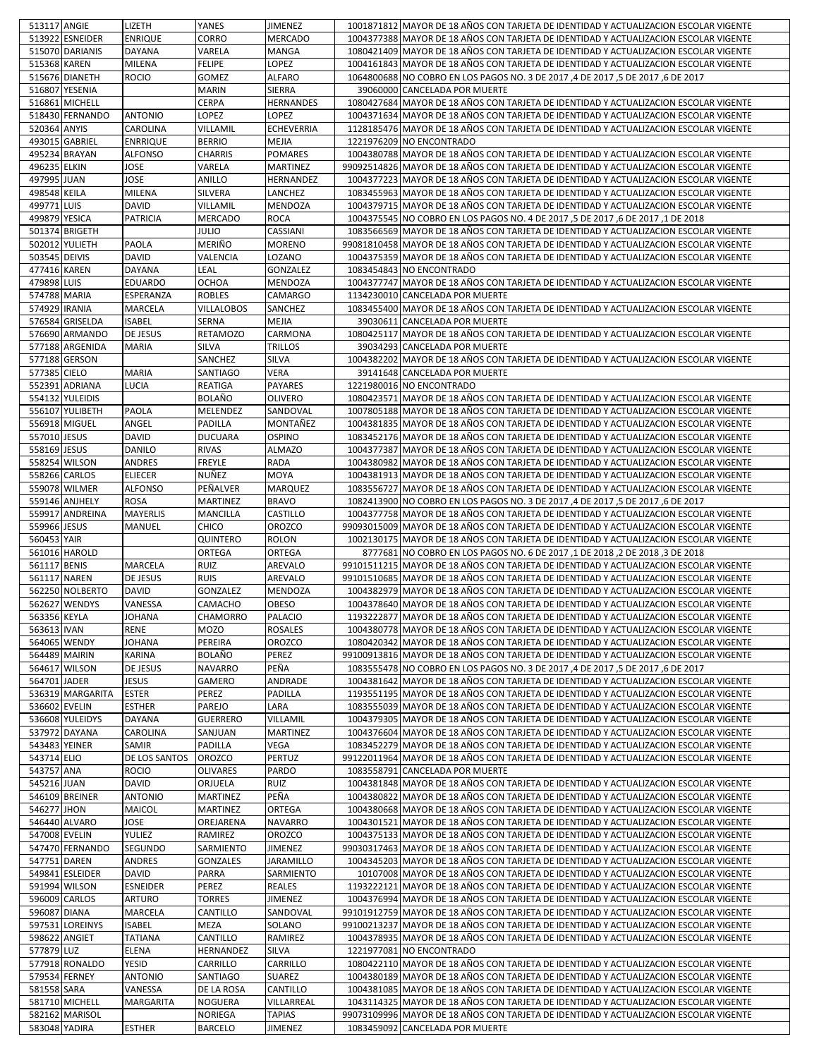| | | | | | | |
|---|---|---|---|---|---|---|
| 513117 | ANGIE | LIZETH | YANES | JIMENEZ | 1001871812 | MAYOR DE 18 AÑOS CON TARJETA DE IDENTIDAD Y ACTUALIZACION ESCOLAR VIGENTE |
| 513922 | ESNEIDER | ENRIQUE | CORRO | MERCADO | 1004377388 | MAYOR DE 18 AÑOS CON TARJETA DE IDENTIDAD Y ACTUALIZACION ESCOLAR VIGENTE |
| 515070 | DARIANIS | DAYANA | VARELA | MANGA | 1080421409 | MAYOR DE 18 AÑOS CON TARJETA DE IDENTIDAD Y ACTUALIZACION ESCOLAR VIGENTE |
| 515368 | KAREN | MILENA | FELIPE | LOPEZ | 1004161843 | MAYOR DE 18 AÑOS CON TARJETA DE IDENTIDAD Y ACTUALIZACION ESCOLAR VIGENTE |
| 515676 | DIANETH | ROCIO | GOMEZ | ALFARO | 1064800688 | NO COBRO EN LOS PAGOS NO. 3 DE 2017 ,4 DE 2017 ,5 DE 2017 ,6 DE 2017 |
| 516807 | YESENIA | | MARIN | SIERRA | 39060000 | CANCELADA POR MUERTE |
| 516861 | MICHELL | | CERPA | HERNANDES | 1080427684 | MAYOR DE 18 AÑOS CON TARJETA DE IDENTIDAD Y ACTUALIZACION ESCOLAR VIGENTE |
| 518430 | FERNANDO | ANTONIO | LOPEZ | LOPEZ | 1004371634 | MAYOR DE 18 AÑOS CON TARJETA DE IDENTIDAD Y ACTUALIZACION ESCOLAR VIGENTE |
| 520364 | ANYIS | CAROLINA | VILLAMIL | ECHEVERRIA | 1128185476 | MAYOR DE 18 AÑOS CON TARJETA DE IDENTIDAD Y ACTUALIZACION ESCOLAR VIGENTE |
| 493015 | GABRIEL | ENRRIQUE | BERRIO | MEJIA | 1221976209 | NO ENCONTRADO |
| 495234 | BRAYAN | ALFONSO | CHARRIS | POMARES | 1004380788 | MAYOR DE 18 AÑOS CON TARJETA DE IDENTIDAD Y ACTUALIZACION ESCOLAR VIGENTE |
| 496235 | ELKIN | JOSE | VARELA | MARTINEZ | 99092514826 | MAYOR DE 18 AÑOS CON TARJETA DE IDENTIDAD Y ACTUALIZACION ESCOLAR VIGENTE |
| 497995 | JUAN | JOSE | ANILLO | HERNANDEZ | 1004377223 | MAYOR DE 18 AÑOS CON TARJETA DE IDENTIDAD Y ACTUALIZACION ESCOLAR VIGENTE |
| 498548 | KEILA | MILENA | SILVERA | LANCHEZ | 1083455963 | MAYOR DE 18 AÑOS CON TARJETA DE IDENTIDAD Y ACTUALIZACION ESCOLAR VIGENTE |
| 499771 | LUIS | DAVID | VILLAMIL | MENDOZA | 1004379715 | MAYOR DE 18 AÑOS CON TARJETA DE IDENTIDAD Y ACTUALIZACION ESCOLAR VIGENTE |
| 499879 | YESICA | PATRICIA | MERCADO | ROCA | 1004375545 | NO COBRO EN LOS PAGOS NO. 4 DE 2017 ,5 DE 2017 ,6 DE 2017 ,1 DE 2018 |
| 501374 | BRIGETH | | JULIO | CASSIANI | 1083566569 | MAYOR DE 18 AÑOS CON TARJETA DE IDENTIDAD Y ACTUALIZACION ESCOLAR VIGENTE |
| 502012 | YULIETH | PAOLA | MERIÑO | MORENO | 99081810458 | MAYOR DE 18 AÑOS CON TARJETA DE IDENTIDAD Y ACTUALIZACION ESCOLAR VIGENTE |
| 503545 | DEIVIS | DAVID | VALENCIA | LOZANO | 1004375359 | MAYOR DE 18 AÑOS CON TARJETA DE IDENTIDAD Y ACTUALIZACION ESCOLAR VIGENTE |
| 477416 | KAREN | DAYANA | LEAL | GONZALEZ | 1083454843 | NO ENCONTRADO |
| 479898 | LUIS | EDUARDO | OCHOA | MENDOZA | 1004377747 | MAYOR DE 18 AÑOS CON TARJETA DE IDENTIDAD Y ACTUALIZACION ESCOLAR VIGENTE |
| 574788 | MARIA | ESPERANZA | ROBLES | CAMARGO | 1134230010 | CANCELADA POR MUERTE |
| 574929 | IRANIA | MARCELA | VILLALOBOS | SANCHEZ | 1083455400 | MAYOR DE 18 AÑOS CON TARJETA DE IDENTIDAD Y ACTUALIZACION ESCOLAR VIGENTE |
| 576584 | GRISELDA | ISABEL | SERNA | MEJIA | 39030611 | CANCELADA POR MUERTE |
| 576690 | ARMANDO | DE JESUS | RETAMOZO | CARMONA | 1080425117 | MAYOR DE 18 AÑOS CON TARJETA DE IDENTIDAD Y ACTUALIZACION ESCOLAR VIGENTE |
| 577188 | ARGENIDA | MARIA | SILVA | TRILLOS | 39034293 | CANCELADA POR MUERTE |
| 577188 | GERSON | | SANCHEZ | SILVA | 1004382202 | MAYOR DE 18 AÑOS CON TARJETA DE IDENTIDAD Y ACTUALIZACION ESCOLAR VIGENTE |
| 577385 | CIELO | MARIA | SANTIAGO | VERA | 39141648 | CANCELADA POR MUERTE |
| 552391 | ADRIANA | LUCIA | REATIGA | PAYARES | 1221980016 | NO ENCONTRADO |
| 554132 | YULEIDIS | | BOLAÑO | OLIVERO | 1080423571 | MAYOR DE 18 AÑOS CON TARJETA DE IDENTIDAD Y ACTUALIZACION ESCOLAR VIGENTE |
| 556107 | YULIBETH | PAOLA | MELENDEZ | SANDOVAL | 1007805188 | MAYOR DE 18 AÑOS CON TARJETA DE IDENTIDAD Y ACTUALIZACION ESCOLAR VIGENTE |
| 556918 | MIGUEL | ANGEL | PADILLA | MONTAÑEZ | 1004381835 | MAYOR DE 18 AÑOS CON TARJETA DE IDENTIDAD Y ACTUALIZACION ESCOLAR VIGENTE |
| 557010 | JESUS | DAVID | DUCUARA | OSPINO | 1083452176 | MAYOR DE 18 AÑOS CON TARJETA DE IDENTIDAD Y ACTUALIZACION ESCOLAR VIGENTE |
| 558169 | JESUS | DANILO | RIVAS | ALMAZO | 1004377387 | MAYOR DE 18 AÑOS CON TARJETA DE IDENTIDAD Y ACTUALIZACION ESCOLAR VIGENTE |
| 558254 | WILSON | ANDRES | FREYLE | RADA | 1004380982 | MAYOR DE 18 AÑOS CON TARJETA DE IDENTIDAD Y ACTUALIZACION ESCOLAR VIGENTE |
| 558266 | CARLOS | ELIECER | NUÑEZ | MOYA | 1004381913 | MAYOR DE 18 AÑOS CON TARJETA DE IDENTIDAD Y ACTUALIZACION ESCOLAR VIGENTE |
| 559078 | WILMER | ALFONSO | PEÑALVER | MARQUEZ | 1083556727 | MAYOR DE 18 AÑOS CON TARJETA DE IDENTIDAD Y ACTUALIZACION ESCOLAR VIGENTE |
| 559146 | ANJHELY | ROSA | MARTINEZ | BRAVO | 1082413900 | NO COBRO EN LOS PAGOS NO. 3 DE 2017 ,4 DE 2017 ,5 DE 2017 ,6 DE 2017 |
| 559917 | ANDREINA | MAYERLIS | MANCILLA | CASTILLO | 1004377758 | MAYOR DE 18 AÑOS CON TARJETA DE IDENTIDAD Y ACTUALIZACION ESCOLAR VIGENTE |
| 559966 | JESUS | MANUEL | CHICO | OROZCO | 99093015009 | MAYOR DE 18 AÑOS CON TARJETA DE IDENTIDAD Y ACTUALIZACION ESCOLAR VIGENTE |
| 560453 | YAIR | | QUINTERO | ROLON | 1002130175 | MAYOR DE 18 AÑOS CON TARJETA DE IDENTIDAD Y ACTUALIZACION ESCOLAR VIGENTE |
| 561016 | HAROLD | | ORTEGA | ORTEGA | 8777681 | NO COBRO EN LOS PAGOS NO. 6 DE 2017 ,1 DE 2018 ,2 DE 2018 ,3 DE 2018 |
| 561117 | BENIS | MARCELA | RUIZ | AREVALO | 99101511215 | MAYOR DE 18 AÑOS CON TARJETA DE IDENTIDAD Y ACTUALIZACION ESCOLAR VIGENTE |
| 561117 | NAREN | DE JESUS | RUIS | AREVALO | 99101510685 | MAYOR DE 18 AÑOS CON TARJETA DE IDENTIDAD Y ACTUALIZACION ESCOLAR VIGENTE |
| 562250 | NOLBERTO | DAVID | GONZALEZ | MENDOZA | 1004382979 | MAYOR DE 18 AÑOS CON TARJETA DE IDENTIDAD Y ACTUALIZACION ESCOLAR VIGENTE |
| 562627 | WENDYS | VANESSA | CAMACHO | OBESO | 1004378640 | MAYOR DE 18 AÑOS CON TARJETA DE IDENTIDAD Y ACTUALIZACION ESCOLAR VIGENTE |
| 563356 | KEYLA | JOHANA | CHAMORRO | PALACIO | 1193222877 | MAYOR DE 18 AÑOS CON TARJETA DE IDENTIDAD Y ACTUALIZACION ESCOLAR VIGENTE |
| 563613 | IVAN | RENE | MOZO | ROSALES | 1004380778 | MAYOR DE 18 AÑOS CON TARJETA DE IDENTIDAD Y ACTUALIZACION ESCOLAR VIGENTE |
| 564065 | WENDY | JOHANA | PEREIRA | OROZCO | 1080420342 | MAYOR DE 18 AÑOS CON TARJETA DE IDENTIDAD Y ACTUALIZACION ESCOLAR VIGENTE |
| 564489 | MAIRIN | KARINA | BOLAÑO | PEREZ | 99100913816 | MAYOR DE 18 AÑOS CON TARJETA DE IDENTIDAD Y ACTUALIZACION ESCOLAR VIGENTE |
| 564617 | WILSON | DE JESUS | NAVARRO | PEÑA | 1083555478 | NO COBRO EN LOS PAGOS NO. 3 DE 2017 ,4 DE 2017 ,5 DE 2017 ,6 DE 2017 |
| 564701 | JADER | JESUS | GAMERO | ANDRADE | 1004381642 | MAYOR DE 18 AÑOS CON TARJETA DE IDENTIDAD Y ACTUALIZACION ESCOLAR VIGENTE |
| 536319 | MARGARITA | ESTER | PEREZ | PADILLA | 1193551195 | MAYOR DE 18 AÑOS CON TARJETA DE IDENTIDAD Y ACTUALIZACION ESCOLAR VIGENTE |
| 536602 | EVELIN | ESTHER | PAREJO | LARA | 1083555039 | MAYOR DE 18 AÑOS CON TARJETA DE IDENTIDAD Y ACTUALIZACION ESCOLAR VIGENTE |
| 536608 | YULEIDYS | DAYANA | GUERRERO | VILLAMIL | 1004379305 | MAYOR DE 18 AÑOS CON TARJETA DE IDENTIDAD Y ACTUALIZACION ESCOLAR VIGENTE |
| 537972 | DAYANA | CAROLINA | SANJUAN | MARTINEZ | 1004376604 | MAYOR DE 18 AÑOS CON TARJETA DE IDENTIDAD Y ACTUALIZACION ESCOLAR VIGENTE |
| 543483 | YEINER | SAMIR | PADILLA | VEGA | 1083452279 | MAYOR DE 18 AÑOS CON TARJETA DE IDENTIDAD Y ACTUALIZACION ESCOLAR VIGENTE |
| 543714 | ELIO | DE LOS SANTOS | OROZCO | PERTUZ | 99122011964 | MAYOR DE 18 AÑOS CON TARJETA DE IDENTIDAD Y ACTUALIZACION ESCOLAR VIGENTE |
| 543757 | ANA | ROCIO | OLIVARES | PARDO | 1083558791 | CANCELADA POR MUERTE |
| 545216 | JUAN | DAVID | ORJUELA | RUIZ | 1004381848 | MAYOR DE 18 AÑOS CON TARJETA DE IDENTIDAD Y ACTUALIZACION ESCOLAR VIGENTE |
| 546109 | BREINER | ANTONIO | MARTINEZ | PEÑA | 1004380822 | MAYOR DE 18 AÑOS CON TARJETA DE IDENTIDAD Y ACTUALIZACION ESCOLAR VIGENTE |
| 546277 | JHON | MAICOL | MARTINEZ | ORTEGA | 1004380668 | MAYOR DE 18 AÑOS CON TARJETA DE IDENTIDAD Y ACTUALIZACION ESCOLAR VIGENTE |
| 546440 | ALVARO | JOSE | OREJARENA | NAVARRO | 1004301521 | MAYOR DE 18 AÑOS CON TARJETA DE IDENTIDAD Y ACTUALIZACION ESCOLAR VIGENTE |
| 547008 | EVELIN | YULIEZ | RAMIREZ | OROZCO | 1004375133 | MAYOR DE 18 AÑOS CON TARJETA DE IDENTIDAD Y ACTUALIZACION ESCOLAR VIGENTE |
| 547470 | FERNANDO | SEGUNDO | SARMIENTO | JIMENEZ | 99030317463 | MAYOR DE 18 AÑOS CON TARJETA DE IDENTIDAD Y ACTUALIZACION ESCOLAR VIGENTE |
| 547751 | DAREN | ANDRES | GONZALES | JARAMILLO | 1004345203 | MAYOR DE 18 AÑOS CON TARJETA DE IDENTIDAD Y ACTUALIZACION ESCOLAR VIGENTE |
| 549841 | ESLEIDER | DAVID | PARRA | SARMIENTO | 10107008 | MAYOR DE 18 AÑOS CON TARJETA DE IDENTIDAD Y ACTUALIZACION ESCOLAR VIGENTE |
| 591994 | WILSON | ESNEIDER | PEREZ | REALES | 1193222121 | MAYOR DE 18 AÑOS CON TARJETA DE IDENTIDAD Y ACTUALIZACION ESCOLAR VIGENTE |
| 596009 | CARLOS | ARTURO | TORRES | JIMENEZ | 1004376994 | MAYOR DE 18 AÑOS CON TARJETA DE IDENTIDAD Y ACTUALIZACION ESCOLAR VIGENTE |
| 596087 | DIANA | MARCELA | CANTILLO | SANDOVAL | 99101912759 | MAYOR DE 18 AÑOS CON TARJETA DE IDENTIDAD Y ACTUALIZACION ESCOLAR VIGENTE |
| 597531 | LOREINYS | ISABEL | MEZA | SOLANO | 99100213237 | MAYOR DE 18 AÑOS CON TARJETA DE IDENTIDAD Y ACTUALIZACION ESCOLAR VIGENTE |
| 598622 | ANGIET | TATIANA | CANTILLO | RAMIREZ | 1004378935 | MAYOR DE 18 AÑOS CON TARJETA DE IDENTIDAD Y ACTUALIZACION ESCOLAR VIGENTE |
| 577879 | LUZ | ELENA | HERNANDEZ | SILVA | 1221977081 | NO ENCONTRADO |
| 577918 | RONALDO | YESID | CARRILLO | CARRILLO | 1080422110 | MAYOR DE 18 AÑOS CON TARJETA DE IDENTIDAD Y ACTUALIZACION ESCOLAR VIGENTE |
| 579534 | FERNEY | ANTONIO | SANTIAGO | SUAREZ | 1004380189 | MAYOR DE 18 AÑOS CON TARJETA DE IDENTIDAD Y ACTUALIZACION ESCOLAR VIGENTE |
| 581558 | SARA | VANESSA | DE LA ROSA | CANTILLO | 1004381085 | MAYOR DE 18 AÑOS CON TARJETA DE IDENTIDAD Y ACTUALIZACION ESCOLAR VIGENTE |
| 581710 | MICHELL | MARGARITA | NOGUERA | VILLARREAL | 1043114325 | MAYOR DE 18 AÑOS CON TARJETA DE IDENTIDAD Y ACTUALIZACION ESCOLAR VIGENTE |
| 582162 | MARISOL | | NORIEGA | TAPIAS | 99073109996 | MAYOR DE 18 AÑOS CON TARJETA DE IDENTIDAD Y ACTUALIZACION ESCOLAR VIGENTE |
| 583048 | YADIRA | ESTHER | BARCELO | JIMENEZ | 1083459092 | CANCELADA POR MUERTE |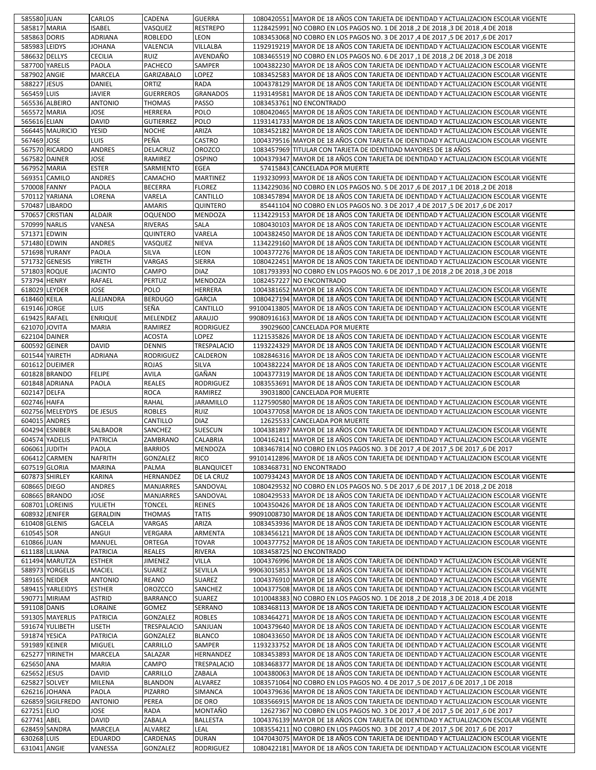| | | | | | | |
|---|---|---|---|---|---|---|
| 585580 | JUAN | CARLOS | CADENA | GUERRA | 1080420551 | MAYOR DE 18 AÑOS CON TARJETA DE IDENTIDAD Y ACTUALIZACION ESCOLAR VIGENTE |
| 585817 | MARIA | ISABEL | VASQUEZ | RESTREPO | 1128425991 | NO COBRO EN LOS PAGOS NO. 1 DE 2018 ,2 DE 2018 ,3 DE 2018 ,4 DE 2018 |
| 585863 | DORIS | ADRIANA | ROBLEDO | LEON | 1083453068 | NO COBRO EN LOS PAGOS NO. 3 DE 2017 ,4 DE 2017 ,5 DE 2017 ,6 DE 2017 |
| 585983 | LEIDYS | JOHANA | VALENCIA | VILLALBA | 1192919219 | MAYOR DE 18 AÑOS CON TARJETA DE IDENTIDAD Y ACTUALIZACION ESCOLAR VIGENTE |
| 586632 | DELLYS | CECILIA | RUIZ | AVENDAÑO | 1083465519 | NO COBRO EN LOS PAGOS NO. 6 DE 2017 ,1 DE 2018 ,2 DE 2018 ,3 DE 2018 |
| 587700 | YARELIS | PAOLA | PACHECO | SAMPER | 1004382230 | MAYOR DE 18 AÑOS CON TARJETA DE IDENTIDAD Y ACTUALIZACION ESCOLAR VIGENTE |
| 587902 | ANGIE | MARCELA | GARIZABALO | LOPEZ | 1083452583 | MAYOR DE 18 AÑOS CON TARJETA DE IDENTIDAD Y ACTUALIZACION ESCOLAR VIGENTE |
| 588227 | JESUS | DANIEL | ORTIZ | RADA | 1004378129 | MAYOR DE 18 AÑOS CON TARJETA DE IDENTIDAD Y ACTUALIZACION ESCOLAR VIGENTE |
| 565459 | LUIS | JAVIER | GUERREROS | GRANADOS | 1193149581 | MAYOR DE 18 AÑOS CON TARJETA DE IDENTIDAD Y ACTUALIZACION ESCOLAR VIGENTE |
| 565536 | ALBEIRO | ANTONIO | THOMAS | PASSO | 1083453761 | NO ENCONTRADO |
| 565572 | MARIA | JOSE | HERRERA | POLO | 1080420465 | MAYOR DE 18 AÑOS CON TARJETA DE IDENTIDAD Y ACTUALIZACION ESCOLAR VIGENTE |
| 565616 | ELIAN | DAVID | GUTIERREZ | POLO | 1193141733 | MAYOR DE 18 AÑOS CON TARJETA DE IDENTIDAD Y ACTUALIZACION ESCOLAR VIGENTE |
| 566445 | MAURICIO | YESID | NOCHE | ARIZA | 1083452182 | MAYOR DE 18 AÑOS CON TARJETA DE IDENTIDAD Y ACTUALIZACION ESCOLAR VIGENTE |
| 567469 | JOSE | LUIS | PEÑA | CASTRO | 1004379516 | MAYOR DE 18 AÑOS CON TARJETA DE IDENTIDAD Y ACTUALIZACION ESCOLAR VIGENTE |
| 567570 | RICARDO | ANDRES | DELACRUZ | OROZCO | 1083457969 | TITULAR CON TARJETA DE IDENTIDAD MAYORES DE 18 AÑOS |
| 567582 | DAINER | JOSE | RAMIREZ | OSPINO | 1004379347 | MAYOR DE 18 AÑOS CON TARJETA DE IDENTIDAD Y ACTUALIZACION ESCOLAR VIGENTE |
| 567952 | MARIA | ESTER | SARMIENTO | EGEA | 57415843 | CANCELADA POR MUERTE |
| 569351 | CAMILO | ANDRES | CAMACHO | MARTINEZ | 1193230993 | MAYOR DE 18 AÑOS CON TARJETA DE IDENTIDAD Y ACTUALIZACION ESCOLAR VIGENTE |
| 570008 | FANNY | PAOLA | BECERRA | FLOREZ | 1134229036 | NO COBRO EN LOS PAGOS NO. 5 DE 2017 ,6 DE 2017 ,1 DE 2018 ,2 DE 2018 |
| 570112 | YARIANA | LORENA | VARELA | CANTILLO | 1083457894 | MAYOR DE 18 AÑOS CON TARJETA DE IDENTIDAD Y ACTUALIZACION ESCOLAR VIGENTE |
| 570487 | LIBARDO | | AMARIS | QUINTERO | 85441104 | NO COBRO EN LOS PAGOS NO. 3 DE 2017 ,4 DE 2017 ,5 DE 2017 ,6 DE 2017 |
| 570657 | CRISTIAN | ALDAIR | OQUENDO | MENDOZA | 1134229153 | MAYOR DE 18 AÑOS CON TARJETA DE IDENTIDAD Y ACTUALIZACION ESCOLAR VIGENTE |
| 570999 | NARLIS | VANESA | RIVERAS | SALA | 1080430103 | MAYOR DE 18 AÑOS CON TARJETA DE IDENTIDAD Y ACTUALIZACION ESCOLAR VIGENTE |
| 571371 | EDWIN | | QUINTERO | VARELA | 1004382450 | MAYOR DE 18 AÑOS CON TARJETA DE IDENTIDAD Y ACTUALIZACION ESCOLAR VIGENTE |
| 571480 | EDWIN | ANDRES | VASQUEZ | NIEVA | 1134229160 | MAYOR DE 18 AÑOS CON TARJETA DE IDENTIDAD Y ACTUALIZACION ESCOLAR VIGENTE |
| 571698 | YURANY | PAOLA | SILVA | LEON | 1004377276 | MAYOR DE 18 AÑOS CON TARJETA DE IDENTIDAD Y ACTUALIZACION ESCOLAR VIGENTE |
| 571732 | GENESIS | YIRETH | VARGAS | SIERRA | 1080422451 | MAYOR DE 18 AÑOS CON TARJETA DE IDENTIDAD Y ACTUALIZACION ESCOLAR VIGENTE |
| 571803 | ROQUE | JACINTO | CAMPO | DIAZ | 1081793393 | NO COBRO EN LOS PAGOS NO. 6 DE 2017 ,1 DE 2018 ,2 DE 2018 ,3 DE 2018 |
| 573794 | HENRY | RAFAEL | PERTUZ | MENDOZA | 1082457227 | NO ENCONTRADO |
| 618029 | LEYDER | JOSE | POLO | HERRERA | 1004381652 | MAYOR DE 18 AÑOS CON TARJETA DE IDENTIDAD Y ACTUALIZACION ESCOLAR VIGENTE |
| 618460 | KEILA | ALEJANDRA | BERDUGO | GARCIA | 1080427194 | MAYOR DE 18 AÑOS CON TARJETA DE IDENTIDAD Y ACTUALIZACION ESCOLAR VIGENTE |
| 619146 | JORGE | LUIS | SEÑA | CANTILLO | 99100413805 | MAYOR DE 18 AÑOS CON TARJETA DE IDENTIDAD Y ACTUALIZACION ESCOLAR VIGENTE |
| 619425 | RAFAEL | ENRIQUE | MELENDEZ | ARAUJO | 99080916163 | MAYOR DE 18 AÑOS CON TARJETA DE IDENTIDAD Y ACTUALIZACION ESCOLAR VIGENTE |
| 621070 | JOVITA | MARIA | RAMIREZ | RODRIGUEZ | 39029600 | CANCELADA POR MUERTE |
| 622104 | DAINER | | ACOSTA | LOPEZ | 1121535826 | MAYOR DE 18 AÑOS CON TARJETA DE IDENTIDAD Y ACTUALIZACION ESCOLAR VIGENTE |
| 600592 | GEINER | DAVID | DENNIS | TRESPALACIO | 1193224329 | MAYOR DE 18 AÑOS CON TARJETA DE IDENTIDAD Y ACTUALIZACION ESCOLAR VIGENTE |
| 601544 | YAIRETH | ADRIANA | RODRIGUEZ | CALDERON | 1082846316 | MAYOR DE 18 AÑOS CON TARJETA DE IDENTIDAD Y ACTUALIZACION ESCOLAR VIGENTE |
| 601612 | DUEIMER | | ROJAS | SILVA | 1004382224 | MAYOR DE 18 AÑOS CON TARJETA DE IDENTIDAD Y ACTUALIZACION ESCOLAR VIGENTE |
| 601828 | BRANDO | FELIPE | AVILA | GAÑAN | 1004377319 | MAYOR DE 18 AÑOS CON TARJETA DE IDENTIDAD Y ACTUALIZACION ESCOLAR VIGENTE |
| 601848 | ADRIANA | PAOLA | REALES | RODRIGUEZ | 1083553691 | MAYOR DE 18 AÑOS CON TARJETA DE IDENTIDAD Y ACTUALIZACION ESCOLAR |
| 602147 | DELFA | | ROCA | RAMIREZ | 39031800 | CANCELADA POR MUERTE |
| 602746 | HAIFA | | RAHAL | JARAMILLO | 1127590580 | MAYOR DE 18 AÑOS CON TARJETA DE IDENTIDAD Y ACTUALIZACION ESCOLAR VIGENTE |
| 602756 | MELEYDYS | DE JESUS | ROBLES | RUIZ | 1004377058 | MAYOR DE 18 AÑOS CON TARJETA DE IDENTIDAD Y ACTUALIZACION ESCOLAR VIGENTE |
| 604015 | ANDRES | | CANTILLO | DIAZ | 12625533 | CANCELADA POR MUERTE |
| 604294 | ESNIBER | SALBADOR | SANCHEZ | SUESCUN | 1004381897 | MAYOR DE 18 AÑOS CON TARJETA DE IDENTIDAD Y ACTUALIZACION ESCOLAR VIGENTE |
| 604574 | YADELIS | PATRICIA | ZAMBRANO | CALABRIA | 1004162411 | MAYOR DE 18 AÑOS CON TARJETA DE IDENTIDAD Y ACTUALIZACION ESCOLAR VIGENTE |
| 606061 | JUDITH | PAOLA | BARRIOS | MENDOZA | 1083467814 | NO COBRO EN LOS PAGOS NO. 3 DE 2017 ,4 DE 2017 ,5 DE 2017 ,6 DE 2017 |
| 606412 | CARMEN | NAFRITH | GONZALEZ | RICO | 99101412896 | MAYOR DE 18 AÑOS CON TARJETA DE IDENTIDAD Y ACTUALIZACION ESCOLAR VIGENTE |
| 607519 | GLORIA | MARINA | PALMA | BLANQUICET | 1083468731 | NO ENCONTRADO |
| 607873 | SHIRLEY | KARINA | HERNANDEZ | DE LA CRUZ | 1007934243 | MAYOR DE 18 AÑOS CON TARJETA DE IDENTIDAD Y ACTUALIZACION ESCOLAR VIGENTE |
| 608665 | DIEGO | ANDRES | MANJARRES | SANDOVAL | 1080429532 | NO COBRO EN LOS PAGOS NO. 5 DE 2017 ,6 DE 2017 ,1 DE 2018 ,2 DE 2018 |
| 608665 | BRANDO | JOSE | MANJARRES | SANDOVAL | 1080429533 | MAYOR DE 18 AÑOS CON TARJETA DE IDENTIDAD Y ACTUALIZACION ESCOLAR VIGENTE |
| 608701 | LOREINIS | YULIETH | TONCEL | REINES | 1004350426 | MAYOR DE 18 AÑOS CON TARJETA DE IDENTIDAD Y ACTUALIZACION ESCOLAR VIGENTE |
| 608932 | JENIFER | GERALDIN | THOMAS | TATIS | 99091008730 | MAYOR DE 18 AÑOS CON TARJETA DE IDENTIDAD Y ACTUALIZACION ESCOLAR VIGENTE |
| 610408 | GLENIS | GACELA | VARGAS | ARIZA | 1083453936 | MAYOR DE 18 AÑOS CON TARJETA DE IDENTIDAD Y ACTUALIZACION ESCOLAR VIGENTE |
| 610545 | SOR | ANGUI | VERGARA | ARMENTA | 1083456121 | MAYOR DE 18 AÑOS CON TARJETA DE IDENTIDAD Y ACTUALIZACION ESCOLAR VIGENTE |
| 610866 | JUAN | MANUEL | ORTEGA | TOVAR | 1004377752 | MAYOR DE 18 AÑOS CON TARJETA DE IDENTIDAD Y ACTUALIZACION ESCOLAR VIGENTE |
| 611188 | LILIANA | PATRICIA | REALES | RIVERA | 1083458725 | NO ENCONTRADO |
| 611494 | MARUTZA | ESTHER | JIMENEZ | VILLA | 1004376996 | MAYOR DE 18 AÑOS CON TARJETA DE IDENTIDAD Y ACTUALIZACION ESCOLAR VIGENTE |
| 588973 | YORGELIS | MACIEL | SUAREZ | SEVILLA | 99063015853 | MAYOR DE 18 AÑOS CON TARJETA DE IDENTIDAD Y ACTUALIZACION ESCOLAR VIGENTE |
| 589165 | NEIDER | ANTONIO | REANO | SUAREZ | 1004376910 | MAYOR DE 18 AÑOS CON TARJETA DE IDENTIDAD Y ACTUALIZACION ESCOLAR VIGENTE |
| 589415 | YARLEIDYS | ESTHER | OROZCCO | SANCHEZ | 1004377508 | MAYOR DE 18 AÑOS CON TARJETA DE IDENTIDAD Y ACTUALIZACION ESCOLAR VIGENTE |
| 590771 | MIRIAM | ASTRID | BARRANCO | SUAREZ | 1010048383 | NO COBRO EN LOS PAGOS NO. 1 DE 2018 ,2 DE 2018 ,3 DE 2018 ,4 DE 2018 |
| 591108 | DANIS | LORAINE | GOMEZ | SERRANO | 1083468113 | MAYOR DE 18 AÑOS CON TARJETA DE IDENTIDAD Y ACTUALIZACION ESCOLAR VIGENTE |
| 591305 | MAYERLIS | PATRICIA | GONZALEZ | ROBLES | 1083464271 | MAYOR DE 18 AÑOS CON TARJETA DE IDENTIDAD Y ACTUALIZACION ESCOLAR VIGENTE |
| 591674 | YULIBETH | LISETH | TRESPALACIO | SANJUAN | 1004379640 | MAYOR DE 18 AÑOS CON TARJETA DE IDENTIDAD Y ACTUALIZACION ESCOLAR VIGENTE |
| 591874 | YESICA | PATRICIA | GONZALEZ | BLANCO | 1080433650 | MAYOR DE 18 AÑOS CON TARJETA DE IDENTIDAD Y ACTUALIZACION ESCOLAR VIGENTE |
| 591989 | KEINER | MIGUEL | CARRILLO | SAMPER | 1193233752 | MAYOR DE 18 AÑOS CON TARJETA DE IDENTIDAD Y ACTUALIZACION ESCOLAR VIGENTE |
| 625277 | YIRINETH | MARCELA | SALAZAR | HERNANDEZ | 1083453893 | MAYOR DE 18 AÑOS CON TARJETA DE IDENTIDAD Y ACTUALIZACION ESCOLAR VIGENTE |
| 625650 | ANA | MARIA | CAMPO | TRESPALACIO | 1083468377 | MAYOR DE 18 AÑOS CON TARJETA DE IDENTIDAD Y ACTUALIZACION ESCOLAR VIGENTE |
| 625652 | JESUS | DAVID | CARRILLO | ZABALA | 1004380063 | MAYOR DE 18 AÑOS CON TARJETA DE IDENTIDAD Y ACTUALIZACION ESCOLAR VIGENTE |
| 625827 | SOLVEY | MILENA | BLANDON | ALVAREZ | 1083571064 | NO COBRO EN LOS PAGOS NO. 4 DE 2017 ,5 DE 2017 ,6 DE 2017 ,1 DE 2018 |
| 626216 | JOHANA | PAOLA | PIZARRO | SIMANCA | 1004379636 | MAYOR DE 18 AÑOS CON TARJETA DE IDENTIDAD Y ACTUALIZACION ESCOLAR VIGENTE |
| 626859 | SIGILFREDO | ANTONIO | PEREA | DE ORO | 1083566915 | MAYOR DE 18 AÑOS CON TARJETA DE IDENTIDAD Y ACTUALIZACION ESCOLAR VIGENTE |
| 627251 | ELIO | JOSE | RADA | MONTAÑO | 12627367 | NO COBRO EN LOS PAGOS NO. 3 DE 2017 ,4 DE 2017 ,5 DE 2017 ,6 DE 2017 |
| 627741 | ABEL | DAVID | ZABALA | BALLESTA | 1004376139 | MAYOR DE 18 AÑOS CON TARJETA DE IDENTIDAD Y ACTUALIZACION ESCOLAR VIGENTE |
| 628459 | SANDRA | MARCELA | ALVAREZ | LEAL | 1083554211 | NO COBRO EN LOS PAGOS NO. 3 DE 2017 ,4 DE 2017 ,5 DE 2017 ,6 DE 2017 |
| 630268 | LUIS | EDUARDO | CARDENAS | DURAN | 1047043075 | MAYOR DE 18 AÑOS CON TARJETA DE IDENTIDAD Y ACTUALIZACION ESCOLAR VIGENTE |
| 631041 | ANGIE | VANESSA | GONZALEZ | RODRIGUEZ | 1080422181 | MAYOR DE 18 AÑOS CON TARJETA DE IDENTIDAD Y ACTUALIZACION ESCOLAR VIGENTE |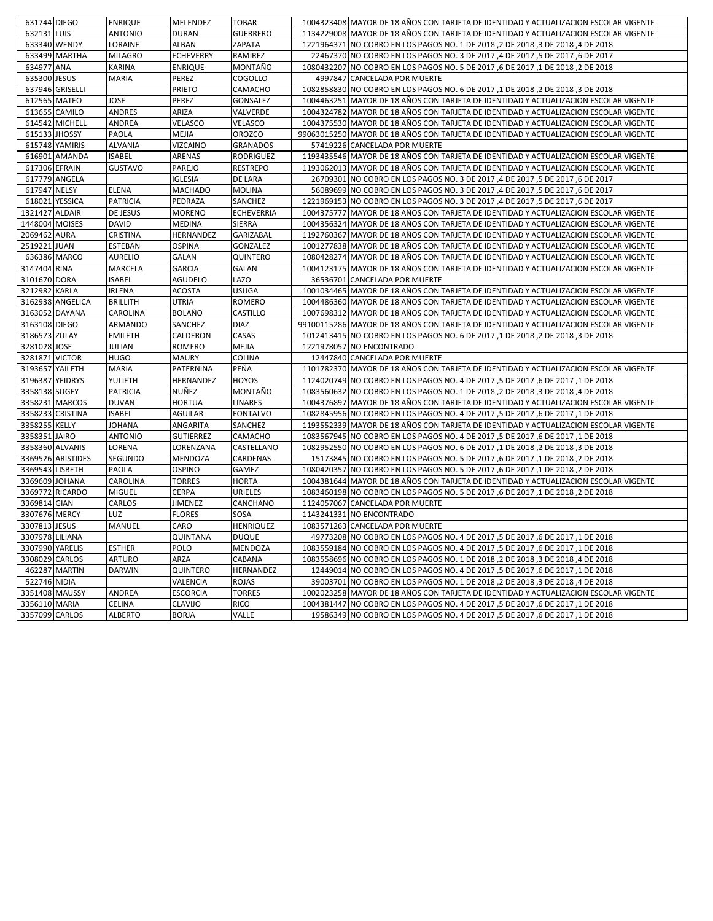| | | | | | | |
|---|---|---|---|---|---|---|
| 631744 | DIEGO | ENRIQUE | MELENDEZ | TOBAR | 1004323408 | MAYOR DE 18 AÑOS CON TARJETA DE IDENTIDAD Y ACTUALIZACION ESCOLAR VIGENTE |
| 632131 | LUIS | ANTONIO | DURAN | GUERRERO | 1134229008 | MAYOR DE 18 AÑOS CON TARJETA DE IDENTIDAD Y ACTUALIZACION ESCOLAR VIGENTE |
| 633340 | WENDY | LORAINE | ALBAN | ZAPATA | 1221964371 | NO COBRO EN LOS PAGOS NO. 1 DE 2018 ,2 DE 2018 ,3 DE 2018 ,4 DE 2018 |
| 633499 | MARTHA | MILAGRO | ECHEVERRY | RAMIREZ | 22467370 | NO COBRO EN LOS PAGOS NO. 3 DE 2017 ,4 DE 2017 ,5 DE 2017 ,6 DE 2017 |
| 634977 | ANA | KARINA | ENRIQUE | MONTAÑO | 1080432207 | NO COBRO EN LOS PAGOS NO. 5 DE 2017 ,6 DE 2017 ,1 DE 2018 ,2 DE 2018 |
| 635300 | JESUS | MARIA | PEREZ | COGOLLO | 4997847 | CANCELADA POR MUERTE |
| 637946 | GRISELLI | | PRIETO | CAMACHO | 1082858830 | NO COBRO EN LOS PAGOS NO. 6 DE 2017 ,1 DE 2018 ,2 DE 2018 ,3 DE 2018 |
| 612565 | MATEO | JOSE | PEREZ | GONSALEZ | 1004463251 | MAYOR DE 18 AÑOS CON TARJETA DE IDENTIDAD Y ACTUALIZACION ESCOLAR VIGENTE |
| 613655 | CAMILO | ANDRES | ARIZA | VALVERDE | 1004324782 | MAYOR DE 18 AÑOS CON TARJETA DE IDENTIDAD Y ACTUALIZACION ESCOLAR VIGENTE |
| 614542 | MICHELL | ANDREA | VELASCO | VELASCO | 1004375530 | MAYOR DE 18 AÑOS CON TARJETA DE IDENTIDAD Y ACTUALIZACION ESCOLAR VIGENTE |
| 615133 | JHOSSY | PAOLA | MEJIA | OROZCO | 99063015250 | MAYOR DE 18 AÑOS CON TARJETA DE IDENTIDAD Y ACTUALIZACION ESCOLAR VIGENTE |
| 615748 | YAMIRIS | ALVANIA | VIZCAINO | GRANADOS | 57419226 | CANCELADA POR MUERTE |
| 616901 | AMANDA | ISABEL | ARENAS | RODRIGUEZ | 1193435546 | MAYOR DE 18 AÑOS CON TARJETA DE IDENTIDAD Y ACTUALIZACION ESCOLAR VIGENTE |
| 617306 | EFRAIN | GUSTAVO | PAREJO | RESTREPO | 1193062013 | MAYOR DE 18 AÑOS CON TARJETA DE IDENTIDAD Y ACTUALIZACION ESCOLAR VIGENTE |
| 617779 | ANGELA | | IGLESIA | DE LARA | 26709301 | NO COBRO EN LOS PAGOS NO. 3 DE 2017 ,4 DE 2017 ,5 DE 2017 ,6 DE 2017 |
| 617947 | NELSY | ELENA | MACHADO | MOLINA | 56089699 | NO COBRO EN LOS PAGOS NO. 3 DE 2017 ,4 DE 2017 ,5 DE 2017 ,6 DE 2017 |
| 618021 | YESSICA | PATRICIA | PEDRAZA | SANCHEZ | 1221969153 | NO COBRO EN LOS PAGOS NO. 3 DE 2017 ,4 DE 2017 ,5 DE 2017 ,6 DE 2017 |
| 1321427 | ALDAIR | DE JESUS | MORENO | ECHEVERRIA | 1004375777 | MAYOR DE 18 AÑOS CON TARJETA DE IDENTIDAD Y ACTUALIZACION ESCOLAR VIGENTE |
| 1448004 | MOISES | DAVID | MEDINA | SIERRA | 1004356324 | MAYOR DE 18 AÑOS CON TARJETA DE IDENTIDAD Y ACTUALIZACION ESCOLAR VIGENTE |
| 2069462 | AURA | CRISTINA | HERNANDEZ | GARIZABAL | 1192760367 | MAYOR DE 18 AÑOS CON TARJETA DE IDENTIDAD Y ACTUALIZACION ESCOLAR VIGENTE |
| 2519221 | JUAN | ESTEBAN | OSPINA | GONZALEZ | 1001277838 | MAYOR DE 18 AÑOS CON TARJETA DE IDENTIDAD Y ACTUALIZACION ESCOLAR VIGENTE |
| 636386 | MARCO | AURELIO | GALAN | QUINTERO | 1080428274 | MAYOR DE 18 AÑOS CON TARJETA DE IDENTIDAD Y ACTUALIZACION ESCOLAR VIGENTE |
| 3147404 | RINA | MARCELA | GARCIA | GALAN | 1004123175 | MAYOR DE 18 AÑOS CON TARJETA DE IDENTIDAD Y ACTUALIZACION ESCOLAR VIGENTE |
| 3101670 | DORA | ISABEL | AGUDELO | LAZO | 36536701 | CANCELADA POR MUERTE |
| 3212982 | KARLA | IRLENA | ACOSTA | USUGA | 1001034465 | MAYOR DE 18 AÑOS CON TARJETA DE IDENTIDAD Y ACTUALIZACION ESCOLAR VIGENTE |
| 3162938 | ANGELICA | BRILLITH | UTRIA | ROMERO | 1004486360 | MAYOR DE 18 AÑOS CON TARJETA DE IDENTIDAD Y ACTUALIZACION ESCOLAR VIGENTE |
| 3163052 | DAYANA | CAROLINA | BOLAÑO | CASTILLO | 1007698312 | MAYOR DE 18 AÑOS CON TARJETA DE IDENTIDAD Y ACTUALIZACION ESCOLAR VIGENTE |
| 3163108 | DIEGO | ARMANDO | SANCHEZ | DIAZ | 99100115286 | MAYOR DE 18 AÑOS CON TARJETA DE IDENTIDAD Y ACTUALIZACION ESCOLAR VIGENTE |
| 3186573 | ZULAY | EMILETH | CALDERON | CASAS | 1012413415 | NO COBRO EN LOS PAGOS NO. 6 DE 2017 ,1 DE 2018 ,2 DE 2018 ,3 DE 2018 |
| 3281028 | JOSE | JULIAN | ROMERO | MEJIA | 1221978057 | NO ENCONTRADO |
| 3281871 | VICTOR | HUGO | MAURY | COLINA | 12447840 | CANCELADA POR MUERTE |
| 3193657 | YAILETH | MARIA | PATERNINA | PEÑA | 1101782370 | MAYOR DE 18 AÑOS CON TARJETA DE IDENTIDAD Y ACTUALIZACION ESCOLAR VIGENTE |
| 3196387 | YEIDRYS | YULIETH | HERNANDEZ | HOYOS | 1124020749 | NO COBRO EN LOS PAGOS NO. 4 DE 2017 ,5 DE 2017 ,6 DE 2017 ,1 DE 2018 |
| 3358138 | SUGEY | PATRICIA | NUÑEZ | MONTAÑO | 1083560632 | NO COBRO EN LOS PAGOS NO. 1 DE 2018 ,2 DE 2018 ,3 DE 2018 ,4 DE 2018 |
| 3358231 | MARCOS | DUVAN | HORTUA | LINARES | 1004376897 | MAYOR DE 18 AÑOS CON TARJETA DE IDENTIDAD Y ACTUALIZACION ESCOLAR VIGENTE |
| 3358233 | CRISTINA | ISABEL | AGUILAR | FONTALVO | 1082845956 | NO COBRO EN LOS PAGOS NO. 4 DE 2017 ,5 DE 2017 ,6 DE 2017 ,1 DE 2018 |
| 3358255 | KELLY | JOHANA | ANGARITA | SANCHEZ | 1193552339 | MAYOR DE 18 AÑOS CON TARJETA DE IDENTIDAD Y ACTUALIZACION ESCOLAR VIGENTE |
| 3358351 | JAIRO | ANTONIO | GUTIERREZ | CAMACHO | 1083567945 | NO COBRO EN LOS PAGOS NO. 4 DE 2017 ,5 DE 2017 ,6 DE 2017 ,1 DE 2018 |
| 3358360 | ALVANIS | LORENA | LORENZANA | CASTELLANO | 1082952550 | NO COBRO EN LOS PAGOS NO. 6 DE 2017 ,1 DE 2018 ,2 DE 2018 ,3 DE 2018 |
| 3369526 | ARISTIDES | SEGUNDO | MENDOZA | CARDENAS | 15173845 | NO COBRO EN LOS PAGOS NO. 5 DE 2017 ,6 DE 2017 ,1 DE 2018 ,2 DE 2018 |
| 3369543 | LISBETH | PAOLA | OSPINO | GAMEZ | 1080420357 | NO COBRO EN LOS PAGOS NO. 5 DE 2017 ,6 DE 2017 ,1 DE 2018 ,2 DE 2018 |
| 3369609 | JOHANA | CAROLINA | TORRES | HORTA | 1004381644 | MAYOR DE 18 AÑOS CON TARJETA DE IDENTIDAD Y ACTUALIZACION ESCOLAR VIGENTE |
| 3369772 | RICARDO | MIGUEL | CERPA | URIELES | 1083460198 | NO COBRO EN LOS PAGOS NO. 5 DE 2017 ,6 DE 2017 ,1 DE 2018 ,2 DE 2018 |
| 3369814 | GIAN | CARLOS | JIMENEZ | CANCHANO | 1124057067 | CANCELADA POR MUERTE |
| 3307676 | MERCY | LUZ | FLORES | SOSA | 1143241331 | NO ENCONTRADO |
| 3307813 | JESUS | MANUEL | CARO | HENRIQUEZ | 1083571263 | CANCELADA POR MUERTE |
| 3307978 | LILIANA | | QUINTANA | DUQUE | 49773208 | NO COBRO EN LOS PAGOS NO. 4 DE 2017 ,5 DE 2017 ,6 DE 2017 ,1 DE 2018 |
| 3307990 | YARELIS | ESTHER | POLO | MENDOZA | 1083559184 | NO COBRO EN LOS PAGOS NO. 4 DE 2017 ,5 DE 2017 ,6 DE 2017 ,1 DE 2018 |
| 3308029 | CARLOS | ARTURO | ARZA | CABANA | 1083558696 | NO COBRO EN LOS PAGOS NO. 1 DE 2018 ,2 DE 2018 ,3 DE 2018 ,4 DE 2018 |
| 462287 | MARTIN | DARWIN | QUINTERO | HERNANDEZ | 12449014 | NO COBRO EN LOS PAGOS NO. 4 DE 2017 ,5 DE 2017 ,6 DE 2017 ,1 DE 2018 |
| 522746 | NIDIA | | VALENCIA | ROJAS | 39003701 | NO COBRO EN LOS PAGOS NO. 1 DE 2018 ,2 DE 2018 ,3 DE 2018 ,4 DE 2018 |
| 3351408 | MAUSSY | ANDREA | ESCORCIA | TORRES | 1002023258 | MAYOR DE 18 AÑOS CON TARJETA DE IDENTIDAD Y ACTUALIZACION ESCOLAR VIGENTE |
| 3356110 | MARIA | CELINA | CLAVIJO | RICO | 1004381447 | NO COBRO EN LOS PAGOS NO. 4 DE 2017 ,5 DE 2017 ,6 DE 2017 ,1 DE 2018 |
| 3357099 | CARLOS | ALBERTO | BORJA | VALLE | 19586349 | NO COBRO EN LOS PAGOS NO. 4 DE 2017 ,5 DE 2017 ,6 DE 2017 ,1 DE 2018 |